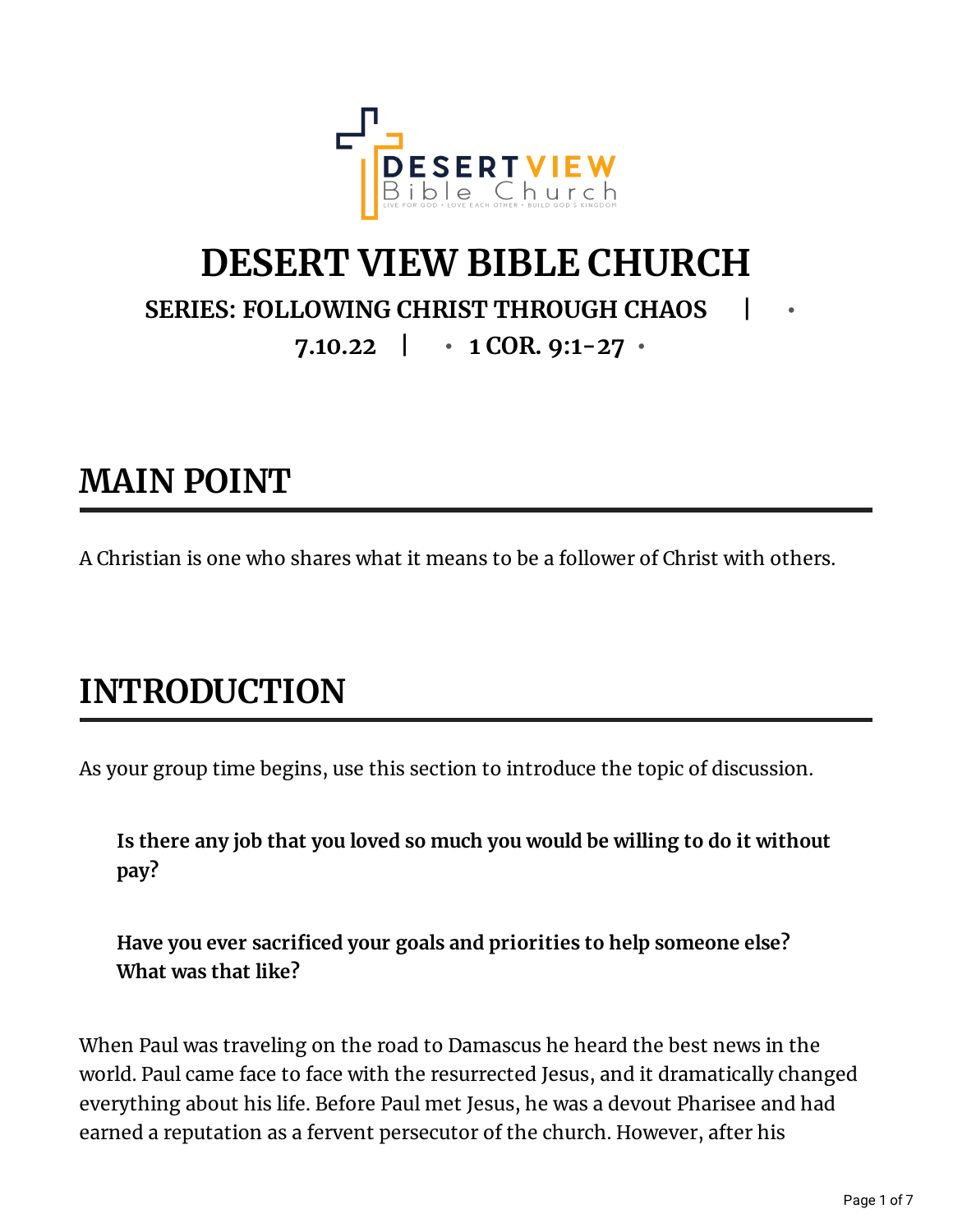# DESERT VIEW BIBLE CHURCH

**SERIES: FOLLOWING CHRIST THROUGH CHAOS | •**

**7.10.22 | • 1 COR. 9:1-27 •**

## MAIN POINT

A Christian is one who shares what it means to be a follower of Christ with others.

## INTRODUCTION

As your group time begins, use this section to introduce the topic of discussion.

> **Is there any job that you loved so much you would be willing to do it without pay?**
>
> **Have you ever sacrificed your goals and priorities to help someone else? What was that like?**

When Paul was traveling on the road to Damascus he heard the best news in the world. Paul came face to face with the resurrected Jesus, and it dramatically changed everything about his life. Before Paul met Jesus, he was a devout Pharisee and had earned a reputation as a fervent persecutor of the church. However, after his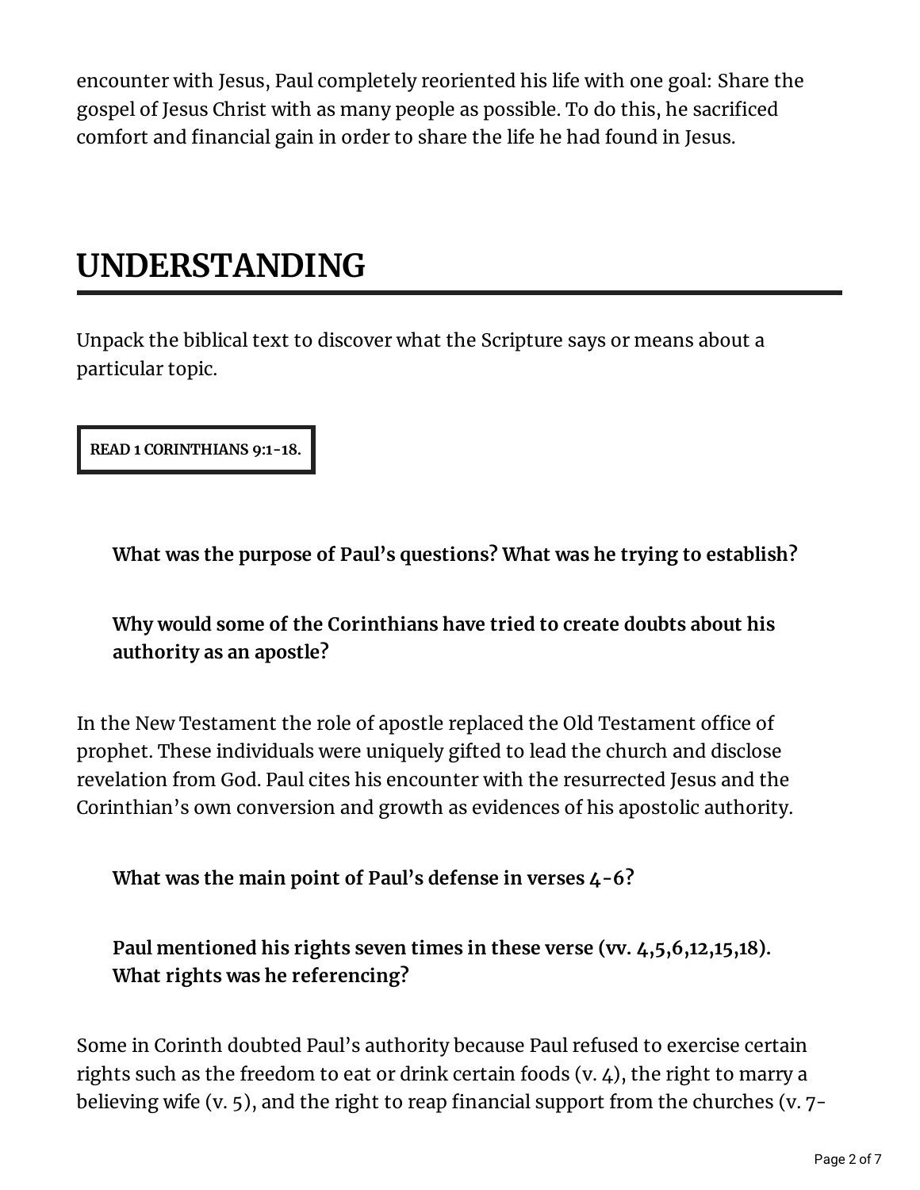encounter with Jesus, Paul completely reoriented his life with one goal: Share the gospel of Jesus Christ with as many people as possible. To do this, he sacrificed comfort and financial gain in order to share the life he had found in Jesus.

# UNDERSTANDING

Unpack the biblical text to discover what the Scripture says or means about a particular topic.

**READ 1 CORINTHIANS 9:1-18.**

**What was the purpose of Paul's questions? What was he trying to establish?**

**Why would some of the Corinthians have tried to create doubts about his authority as an apostle?**

In the New Testament the role of apostle replaced the Old Testament office of prophet. These individuals were uniquely gifted to lead the church and disclose revelation from God. Paul cites his encounter with the resurrected Jesus and the Corinthian's own conversion and growth as evidences of his apostolic authority.

**What was the main point of Paul's defense in verses 4-6?**

**Paul mentioned his rights seven times in these verse (vv. 4,5,6,12,15,18). What rights was he referencing?**

Some in Corinth doubted Paul's authority because Paul refused to exercise certain rights such as the freedom to eat or drink certain foods (v. 4), the right to marry a believing wife (v. 5), and the right to reap financial support from the churches (v. 7-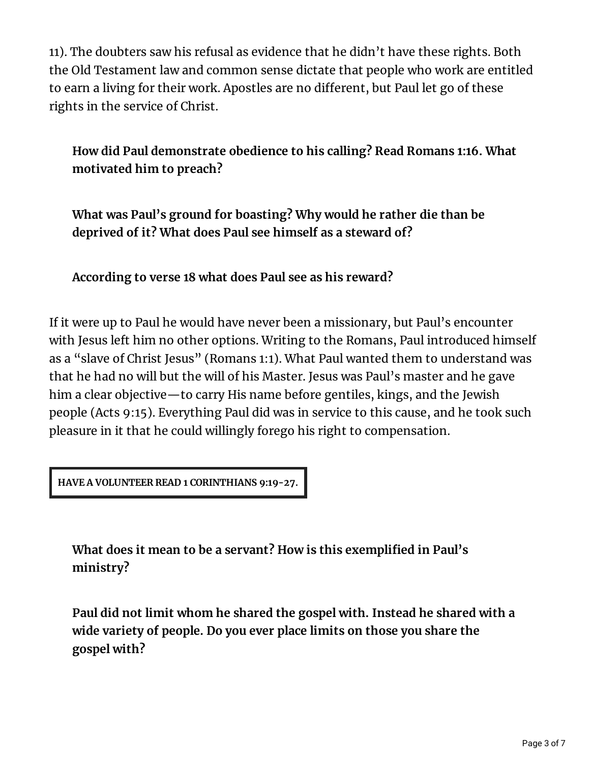11). The doubters saw his refusal as evidence that he didn't have these rights. Both the Old Testament law and common sense dictate that people who work are entitled to earn a living for their work. Apostles are no different, but Paul let go of these rights in the service of Christ.

> **How did Paul demonstrate obedience to his calling? Read Romans 1:16. What motivated him to preach?**

> **What was Paul's ground for boasting? Why would he rather die than be deprived of it? What does Paul see himself as a steward of?**

> **According to verse 18 what does Paul see as his reward?**

If it were up to Paul he would have never been a missionary, but Paul's encounter with Jesus left him no other options. Writing to the Romans, Paul introduced himself as a "slave of Christ Jesus" (Romans 1:1). What Paul wanted them to understand was that he had no will but the will of his Master. Jesus was Paul's master and he gave him a clear objective—to carry His name before gentiles, kings, and the Jewish people (Acts 9:15). Everything Paul did was in service to this cause, and he took such pleasure in it that he could willingly forego his right to compensation.

**HAVE A VOLUNTEER READ 1 CORINTHIANS 9:19-27.**

> **What does it mean to be a servant? How is this exemplified in Paul's ministry?**

> **Paul did not limit whom he shared the gospel with. Instead he shared with a wide variety of people. Do you ever place limits on those you share the gospel with?**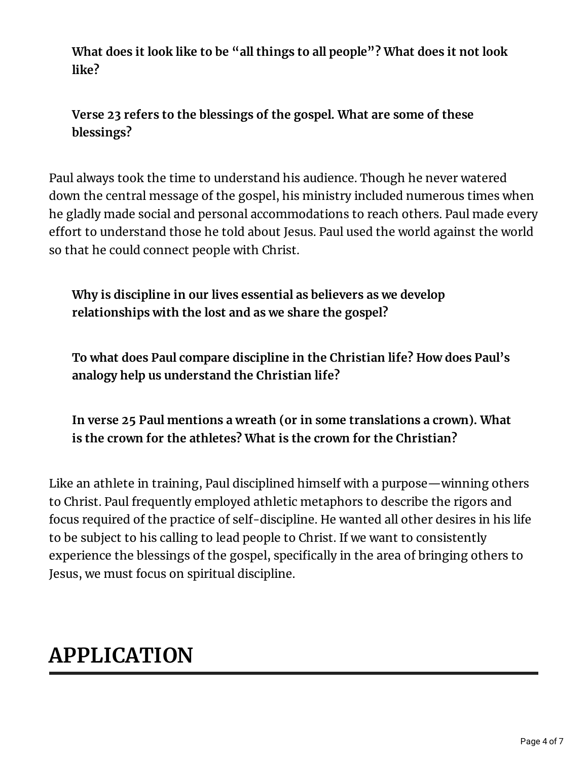**What does it look like to be "all things to all people"? What does it not look like?**

**Verse 23 refers to the blessings of the gospel. What are some of these blessings?**

Paul always took the time to understand his audience. Though he never watered down the central message of the gospel, his ministry included numerous times when he gladly made social and personal accommodations to reach others. Paul made every effort to understand those he told about Jesus. Paul used the world against the world so that he could connect people with Christ.

**Why is discipline in our lives essential as believers as we develop relationships with the lost and as we share the gospel?**

**To what does Paul compare discipline in the Christian life? How does Paul's analogy help us understand the Christian life?**

**In verse 25 Paul mentions a wreath (or in some translations a crown). What is the crown for the athletes? What is the crown for the Christian?**

Like an athlete in training, Paul disciplined himself with a purpose—winning others to Christ. Paul frequently employed athletic metaphors to describe the rigors and focus required of the practice of self-discipline. He wanted all other desires in his life to be subject to his calling to lead people to Christ. If we want to consistently experience the blessings of the gospel, specifically in the area of bringing others to Jesus, we must focus on spiritual discipline.

# APPLICATION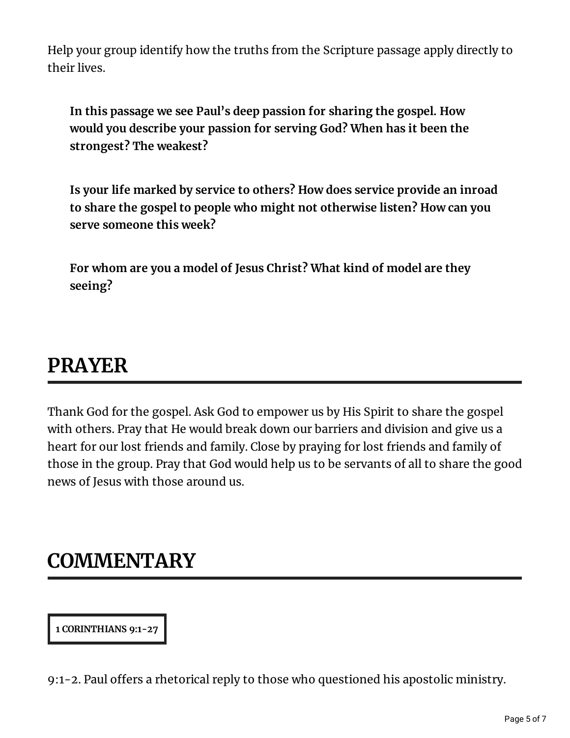Help your group identify how the truths from the Scripture passage apply directly to their lives.

> **In this passage we see Paul's deep passion for sharing the gospel. How would you describe your passion for serving God? When has it been the strongest? The weakest?**
>
> **Is your life marked by service to others? How does service provide an inroad to share the gospel to people who might not otherwise listen? How can you serve someone this week?**
>
> **For whom are you a model of Jesus Christ? What kind of model are they seeing?**

# PRAYER

Thank God for the gospel. Ask God to empower us by His Spirit to share the gospel with others. Pray that He would break down our barriers and division and give us a heart for our lost friends and family. Close by praying for lost friends and family of those in the group. Pray that God would help us to be servants of all to share the good news of Jesus with those around us.

# COMMENTARY

**1 CORINTHIANS 9:1-27**

9:1-2. Paul offers a rhetorical reply to those who questioned his apostolic ministry.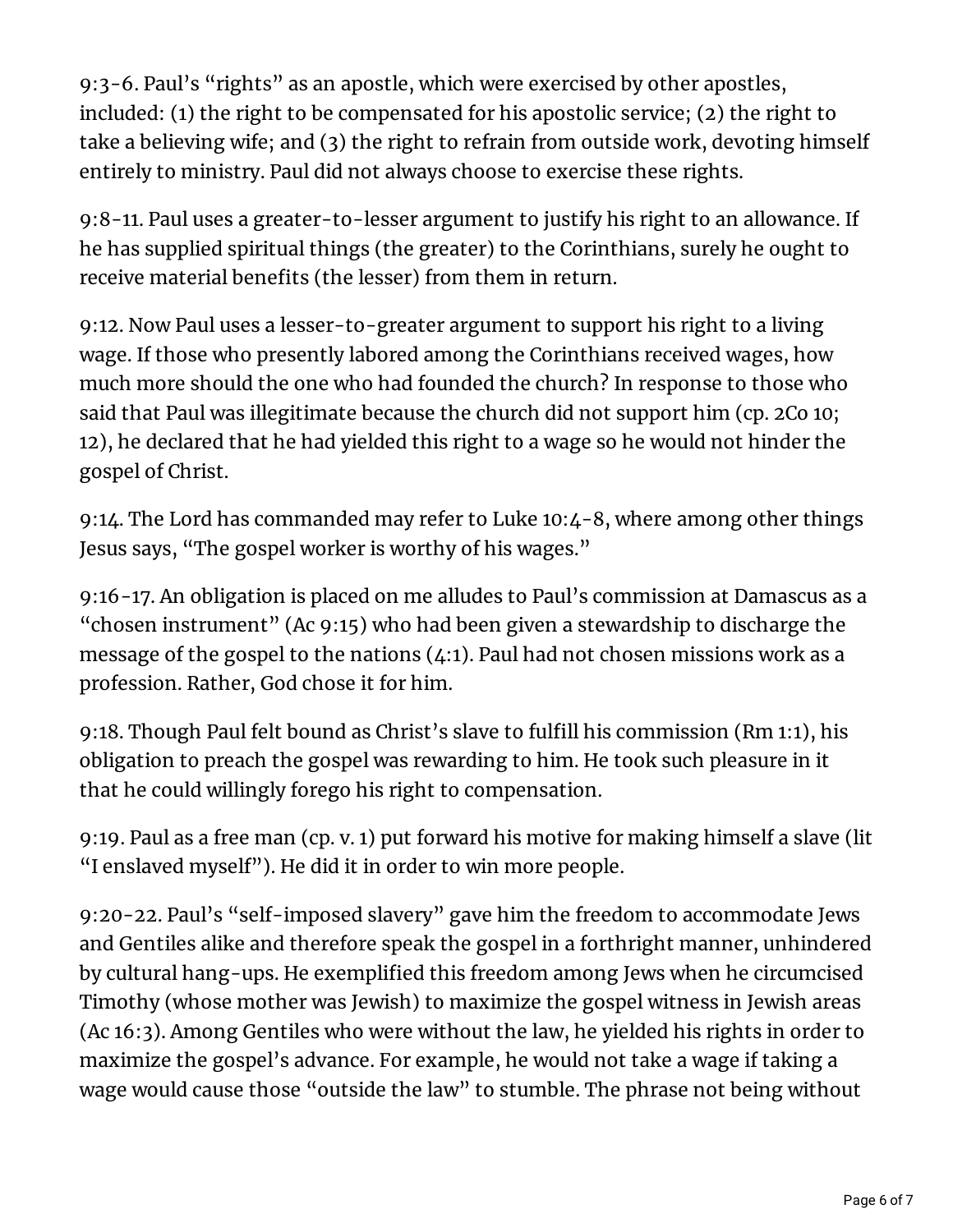9:3-6. Paul's "rights" as an apostle, which were exercised by other apostles, included: (1) the right to be compensated for his apostolic service; (2) the right to take a believing wife; and (3) the right to refrain from outside work, devoting himself entirely to ministry. Paul did not always choose to exercise these rights.

9:8-11. Paul uses a greater-to-lesser argument to justify his right to an allowance. If he has supplied spiritual things (the greater) to the Corinthians, surely he ought to receive material benefits (the lesser) from them in return.

9:12. Now Paul uses a lesser-to-greater argument to support his right to a living wage. If those who presently labored among the Corinthians received wages, how much more should the one who had founded the church? In response to those who said that Paul was illegitimate because the church did not support him (cp. 2Co 10; 12), he declared that he had yielded this right to a wage so he would not hinder the gospel of Christ.

9:14. The Lord has commanded may refer to Luke 10:4-8, where among other things Jesus says, "The gospel worker is worthy of his wages."

9:16-17. An obligation is placed on me alludes to Paul's commission at Damascus as a "chosen instrument" (Ac 9:15) who had been given a stewardship to discharge the message of the gospel to the nations (4:1). Paul had not chosen missions work as a profession. Rather, God chose it for him.

9:18. Though Paul felt bound as Christ's slave to fulfill his commission (Rm 1:1), his obligation to preach the gospel was rewarding to him. He took such pleasure in it that he could willingly forego his right to compensation.

9:19. Paul as a free man (cp. v. 1) put forward his motive for making himself a slave (lit "I enslaved myself"). He did it in order to win more people.

9:20-22. Paul's "self-imposed slavery" gave him the freedom to accommodate Jews and Gentiles alike and therefore speak the gospel in a forthright manner, unhindered by cultural hang-ups. He exemplified this freedom among Jews when he circumcised Timothy (whose mother was Jewish) to maximize the gospel witness in Jewish areas (Ac 16:3). Among Gentiles who were without the law, he yielded his rights in order to maximize the gospel's advance. For example, he would not take a wage if taking a wage would cause those "outside the law" to stumble. The phrase not being without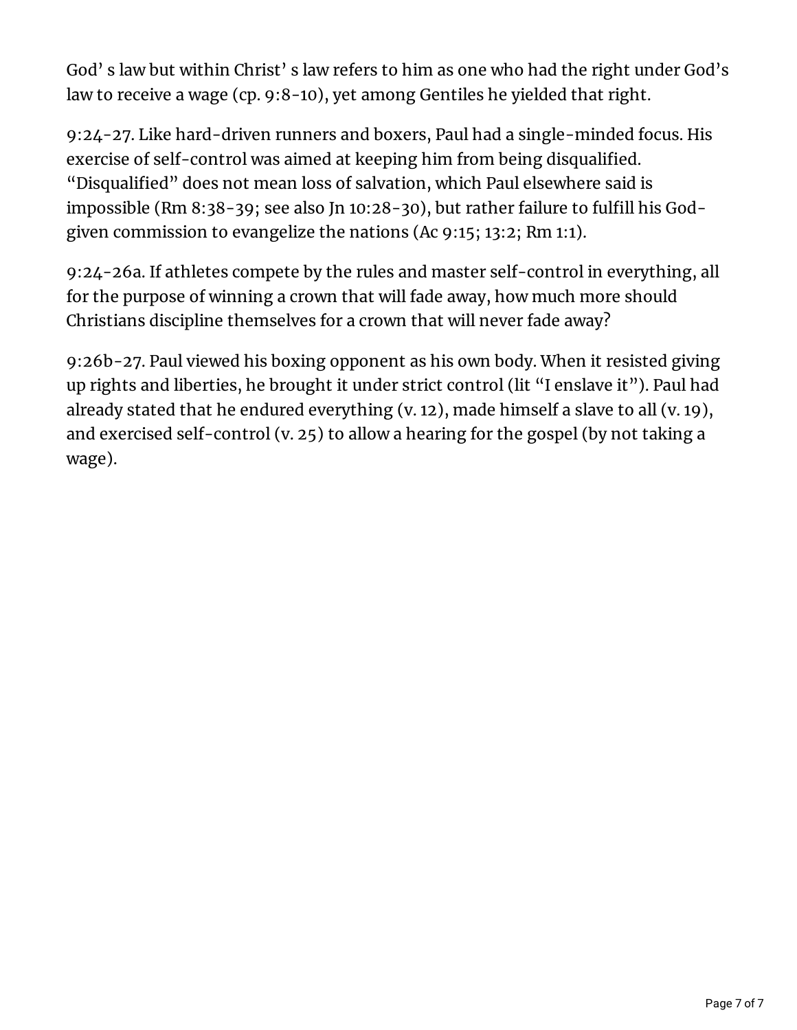God' s law but within Christ' s law refers to him as one who had the right under God's law to receive a wage (cp. 9:8-10), yet among Gentiles he yielded that right.

9:24-27. Like hard-driven runners and boxers, Paul had a single-minded focus. His exercise of self-control was aimed at keeping him from being disqualified. "Disqualified" does not mean loss of salvation, which Paul elsewhere said is impossible (Rm 8:38-39; see also Jn 10:28-30), but rather failure to fulfill his God-given commission to evangelize the nations (Ac 9:15; 13:2; Rm 1:1).

9:24-26a. If athletes compete by the rules and master self-control in everything, all for the purpose of winning a crown that will fade away, how much more should Christians discipline themselves for a crown that will never fade away?

9:26b-27. Paul viewed his boxing opponent as his own body. When it resisted giving up rights and liberties, he brought it under strict control (lit "I enslave it"). Paul had already stated that he endured everything (v. 12), made himself a slave to all (v. 19), and exercised self-control (v. 25) to allow a hearing for the gospel (by not taking a wage).